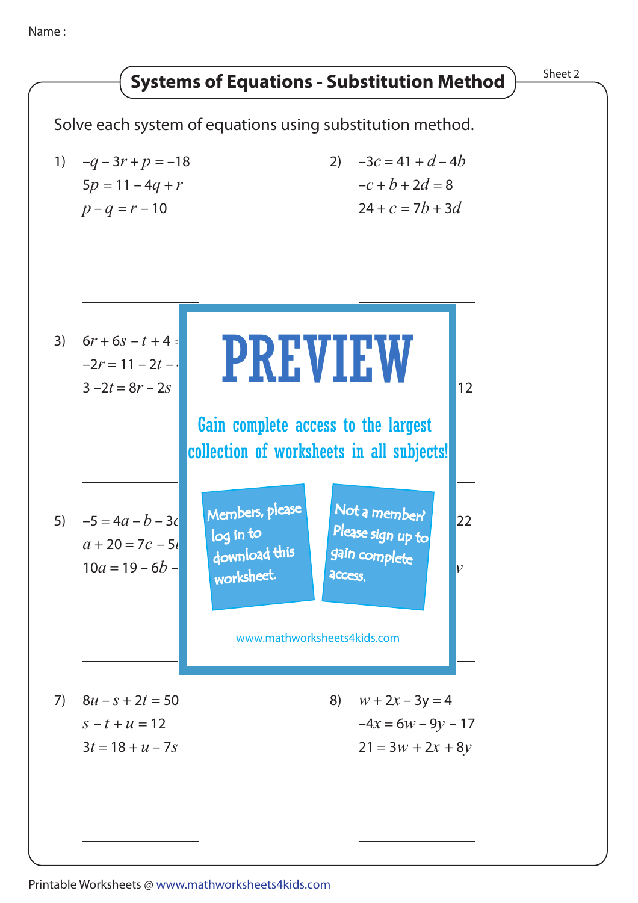Name :

# Systems of Equations - Substitution Method

Sheet 2

Solve each system of equations using substitution method.

1) $-q - 3r + p = -18$
$5p = 11 - 4q + r$
$p - q = r - 10$

2) $-3c = 41 + d - 4b$
$-c + b + 2d = 8$
$24 + c = 7b + 3d$

3) $6r + 6s - t + 4 =$
$-2r = 11 - 2t -$
$3 - 2t = 8r - 2s$

12

PREVIEW

Gain complete access to the largest collection of worksheets in all subjects!

Members, please log in to download this worksheet.

Not a member? Please sign up to gain complete access.

www.mathworksheets4kids.com

5) $-5 = 4a - b - 3c$
$a + 20 = 7c - 5$
$10a = 19 - 6b -$

22

$v$

7) $8u - s + 2t = 50$
$s - t + u = 12$
$3t = 18 + u - 7s$

8) $w + 2x - 3y = 4$
$-4x = 6w - 9y - 17$
$21 = 3w + 2x + 8y$

Printable Worksheets @ www.mathworksheets4kids.com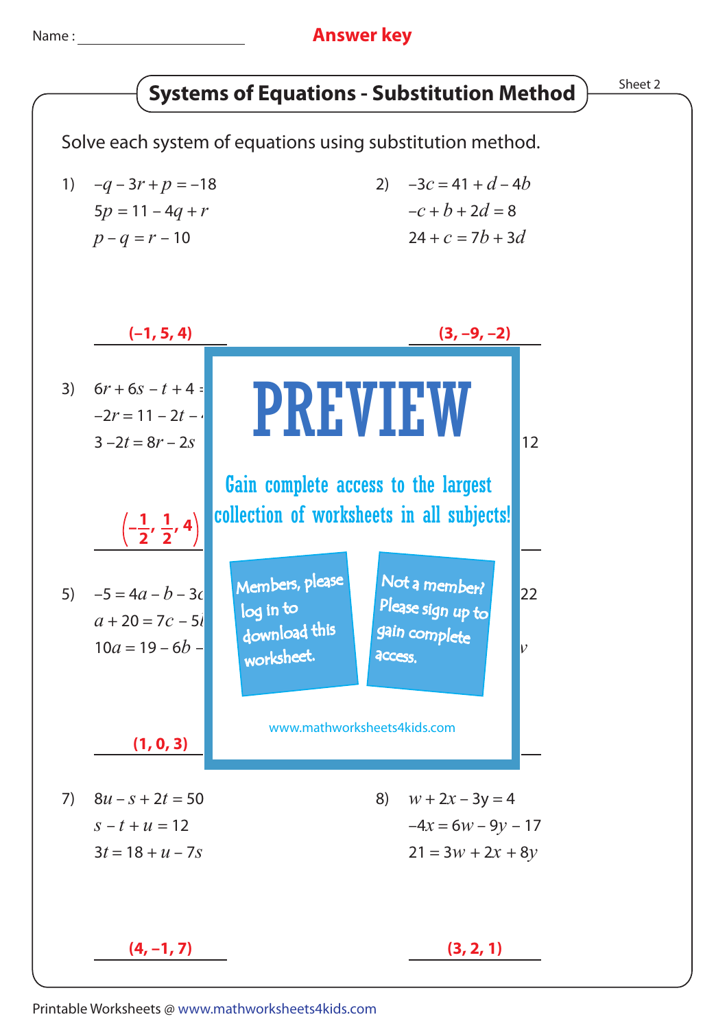Name : Answer key

## Systems of Equations - Substitution Method

Sheet 2

Solve each system of equations using substitution method.

1) $-q - 3r + p = -18$
$5p = 11 - 4q + r$
$p - q = r - 10$

**(−1, 5, 4)**

2) $-3c = 41 + d - 4b$
$-c + b + 2d = 8$
$24 + c = 7b + 3d$

**(3, −9, −2)**

3) $6r + 6s - t + 4 =$
$-2r = 11 - 2t -$
$3 - 2t = 8r - 2s$

**$\left(-\frac{1}{2}, \frac{1}{2}, 4\right)$**

4) 12

PREVIEW

Gain complete access to the largest collection of worksheets in all subjects!

Members, please log in to download this worksheet.

Not a member? Please sign up to gain complete access.

www.mathworksheets4kids.com

5) $-5 = 4a - b - 3c$
$a + 20 = 7c - 5b$
$10a = 19 - 6b -$

**(1, 0, 3)**

6) 22
$v$

7) $8u - s + 2t = 50$
$s - t + u = 12$
$3t = 18 + u - 7s$

**(4, −1, 7)**

8) $w + 2x - 3y = 4$
$-4x = 6w - 9y - 17$
$21 = 3w + 2x + 8y$

**(3, 2, 1)**

Printable Worksheets @ www.mathworksheets4kids.com